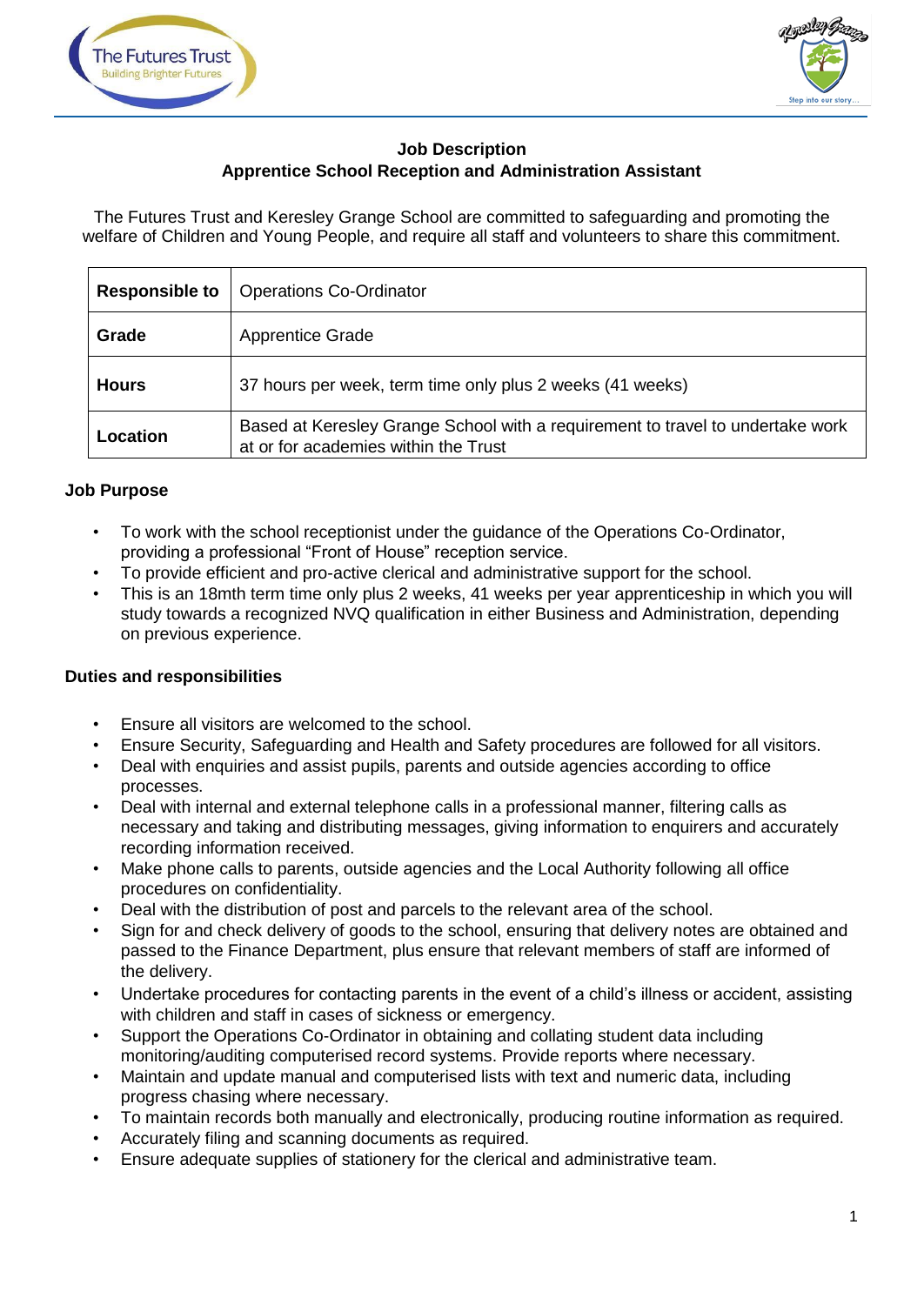# Job Description
## Apprentice School Reception and Administration Assistant

The Futures Trust and Keresley Grange School are committed to safeguarding and promoting the welfare of Children and Young People, and require all staff and volunteers to share this commitment.

| **Responsible to** | Operations Co-Ordinator |
|---|---|
| **Grade** | Apprentice Grade |
| **Hours** | 37 hours per week, term time only plus 2 weeks (41 weeks) |
| **Location** | Based at Keresley Grange School with a requirement to travel to undertake work at or for academies within the Trust |

### Job Purpose

- To work with the school receptionist under the guidance of the Operations Co-Ordinator, providing a professional "Front of House" reception service.
- To provide efficient and pro-active clerical and administrative support for the school.
- This is an 18mth term time only plus 2 weeks, 41 weeks per year apprenticeship in which you will study towards a recognized NVQ qualification in either Business and Administration, depending on previous experience.

### Duties and responsibilities

- Ensure all visitors are welcomed to the school.
- Ensure Security, Safeguarding and Health and Safety procedures are followed for all visitors.
- Deal with enquiries and assist pupils, parents and outside agencies according to office processes.
- Deal with internal and external telephone calls in a professional manner, filtering calls as necessary and taking and distributing messages, giving information to enquirers and accurately recording information received.
- Make phone calls to parents, outside agencies and the Local Authority following all office procedures on confidentiality.
- Deal with the distribution of post and parcels to the relevant area of the school.
- Sign for and check delivery of goods to the school, ensuring that delivery notes are obtained and passed to the Finance Department, plus ensure that relevant members of staff are informed of the delivery.
- Undertake procedures for contacting parents in the event of a child's illness or accident, assisting with children and staff in cases of sickness or emergency.
- Support the Operations Co-Ordinator in obtaining and collating student data including monitoring/auditing computerised record systems. Provide reports where necessary.
- Maintain and update manual and computerised lists with text and numeric data, including progress chasing where necessary.
- To maintain records both manually and electronically, producing routine information as required.
- Accurately filing and scanning documents as required.
- Ensure adequate supplies of stationery for the clerical and administrative team.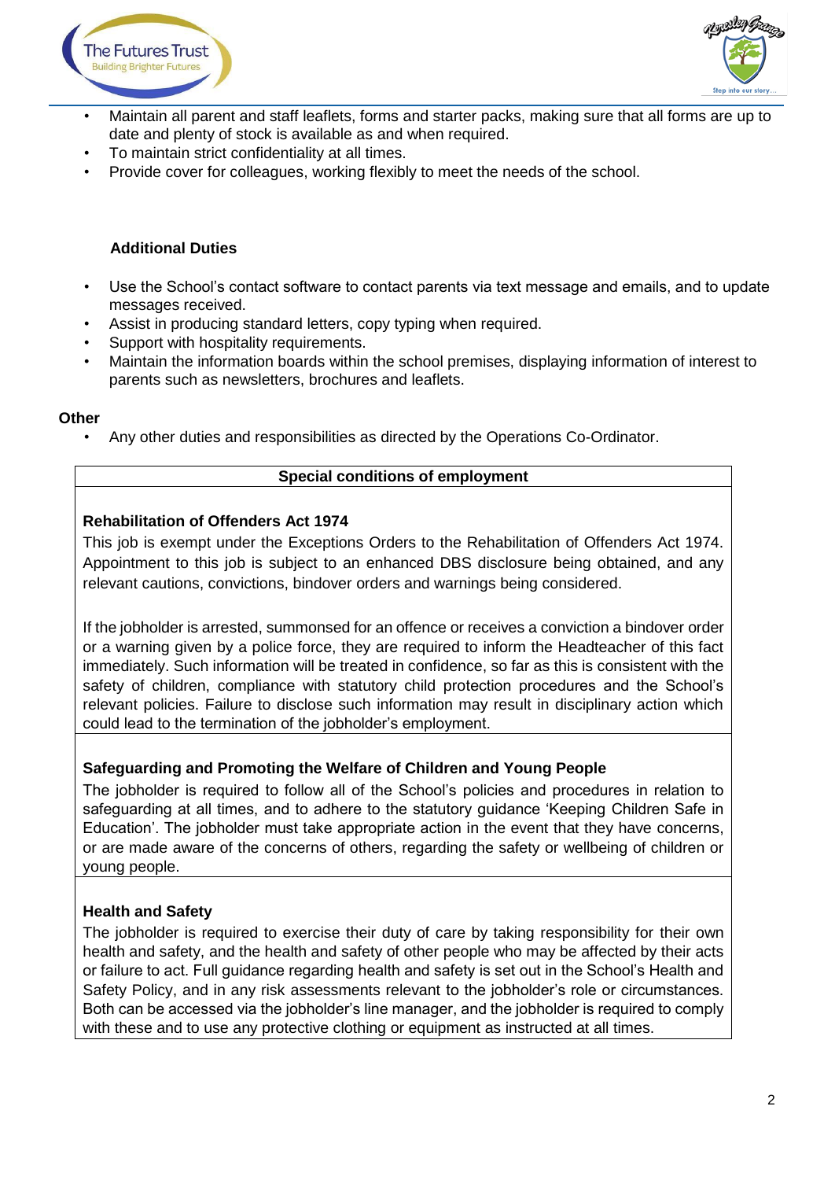- Maintain all parent and staff leaflets, forms and starter packs, making sure that all forms are up to date and plenty of stock is available as and when required.
- To maintain strict confidentiality at all times.
- Provide cover for colleagues, working flexibly to meet the needs of the school.

**Additional Duties**

- Use the School's contact software to contact parents via text message and emails, and to update messages received.
- Assist in producing standard letters, copy typing when required.
- Support with hospitality requirements.
- Maintain the information boards within the school premises, displaying information of interest to parents such as newsletters, brochures and leaflets.

**Other**

- Any other duties and responsibilities as directed by the Operations Co-Ordinator.

| **Special conditions of employment** |
|---|
| **Rehabilitation of Offenders Act 1974**<br>This job is exempt under the Exceptions Orders to the Rehabilitation of Offenders Act 1974. Appointment to this job is subject to an enhanced DBS disclosure being obtained, and any relevant cautions, convictions, bindover orders and warnings being considered.<br><br>If the jobholder is arrested, summonsed for an offence or receives a conviction a bindover order or a warning given by a police force, they are required to inform the Headteacher of this fact immediately. Such information will be treated in confidence, so far as this is consistent with the safety of children, compliance with statutory child protection procedures and the School's relevant policies. Failure to disclose such information may result in disciplinary action which could lead to the termination of the jobholder's employment. |
| **Safeguarding and Promoting the Welfare of Children and Young People**<br>The jobholder is required to follow all of the School's policies and procedures in relation to safeguarding at all times, and to adhere to the statutory guidance 'Keeping Children Safe in Education'. The jobholder must take appropriate action in the event that they have concerns, or are made aware of the concerns of others, regarding the safety or wellbeing of children or young people. |
| **Health and Safety**<br>The jobholder is required to exercise their duty of care by taking responsibility for their own health and safety, and the health and safety of other people who may be affected by their acts or failure to act. Full guidance regarding health and safety is set out in the School's Health and Safety Policy, and in any risk assessments relevant to the jobholder's role or circumstances. Both can be accessed via the jobholder's line manager, and the jobholder is required to comply with these and to use any protective clothing or equipment as instructed at all times. |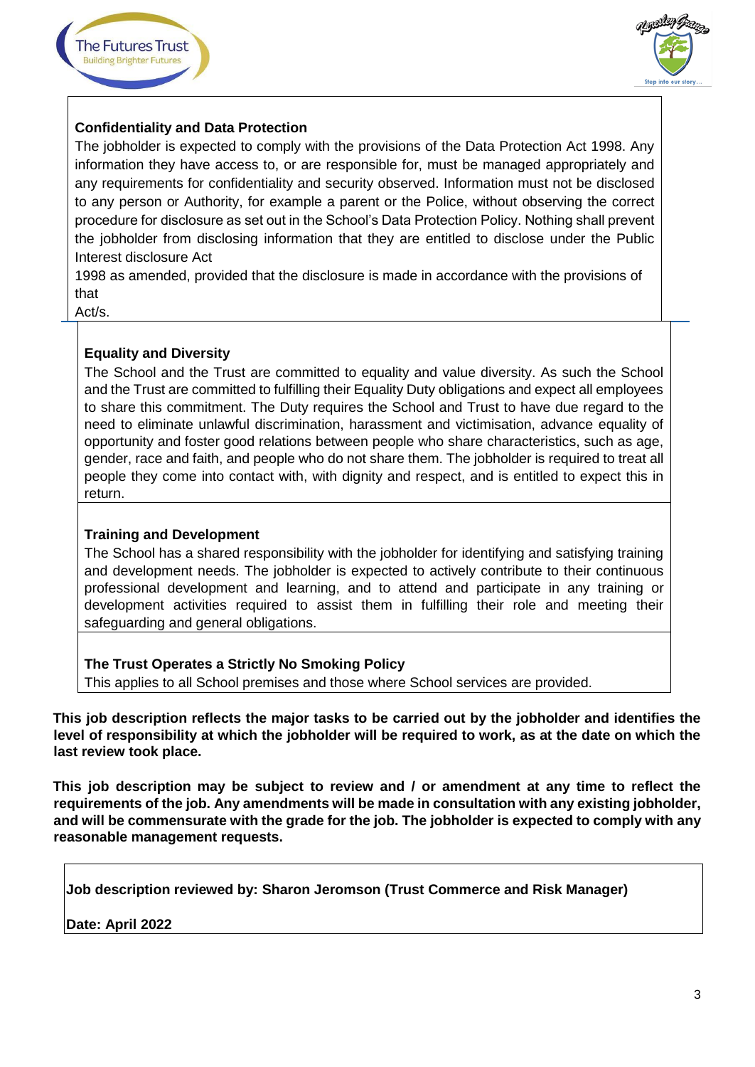**Confidentiality and Data Protection**

The jobholder is expected to comply with the provisions of the Data Protection Act 1998. Any information they have access to, or are responsible for, must be managed appropriately and any requirements for confidentiality and security observed. Information must not be disclosed to any person or Authority, for example a parent or the Police, without observing the correct procedure for disclosure as set out in the School's Data Protection Policy. Nothing shall prevent the jobholder from disclosing information that they are entitled to disclose under the Public Interest disclosure Act 1998 as amended, provided that the disclosure is made in accordance with the provisions of that Act/s.

**Equality and Diversity**

The School and the Trust are committed to equality and value diversity. As such the School and the Trust are committed to fulfilling their Equality Duty obligations and expect all employees to share this commitment. The Duty requires the School and Trust to have due regard to the need to eliminate unlawful discrimination, harassment and victimisation, advance equality of opportunity and foster good relations between people who share characteristics, such as age, gender, race and faith, and people who do not share them. The jobholder is required to treat all people they come into contact with, with dignity and respect, and is entitled to expect this in return.

**Training and Development**

The School has a shared responsibility with the jobholder for identifying and satisfying training and development needs. The jobholder is expected to actively contribute to their continuous professional development and learning, and to attend and participate in any training or development activities required to assist them in fulfilling their role and meeting their safeguarding and general obligations.

**The Trust Operates a Strictly No Smoking Policy**

This applies to all School premises and those where School services are provided.

**This job description reflects the major tasks to be carried out by the jobholder and identifies the level of responsibility at which the jobholder will be required to work, as at the date on which the last review took place.**

**This job description may be subject to review and / or amendment at any time to reflect the requirements of the job. Any amendments will be made in consultation with any existing jobholder, and will be commensurate with the grade for the job. The jobholder is expected to comply with any reasonable management requests.**

**Job description reviewed by: Sharon Jeromson (Trust Commerce and Risk Manager)**

**Date: April 2022**